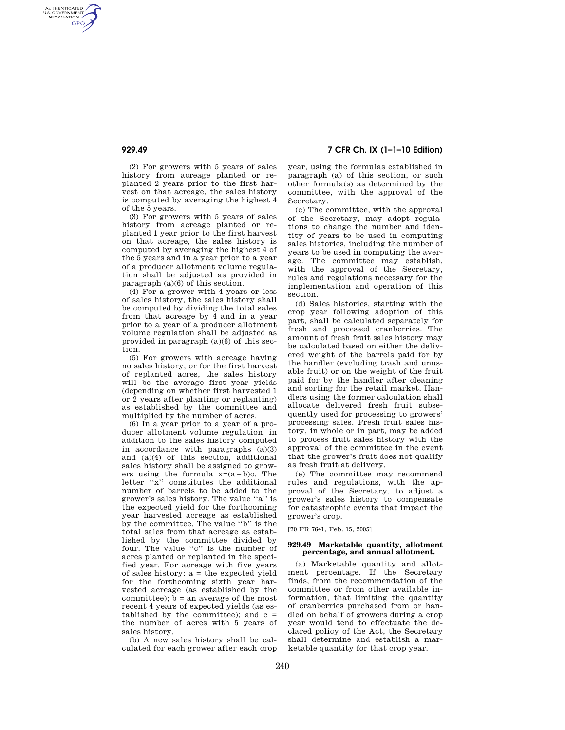(2) For growers with 5 years of sales history from acreage planted or replanted 2 years prior to the first harvest on that acreage, the sales history is computed by averaging the highest 4 of the 5 years.

(3) For growers with 5 years of sales history from acreage planted or replanted 1 year prior to the first harvest on that acreage, the sales history is computed by averaging the highest 4 of the 5 years and in a year prior to a year of a producer allotment volume regulation shall be adjusted as provided in paragraph (a)(6) of this section.

(4) For a grower with 4 years or less of sales history, the sales history shall be computed by dividing the total sales from that acreage by 4 and in a year prior to a year of a producer allotment volume regulation shall be adjusted as provided in paragraph (a)(6) of this section.

(5) For growers with acreage having no sales history, or for the first harvest of replanted acres, the sales history will be the average first year yields (depending on whether first harvested 1 or 2 years after planting or replanting) as established by the committee and multiplied by the number of acres.

(6) In a year prior to a year of a producer allotment volume regulation, in addition to the sales history computed in accordance with paragraphs (a)(3) and (a)(4) of this section, additional sales history shall be assigned to growers using the formula $x=(a-b)c$. The letter "x" constitutes the additional number of barrels to be added to the grower's sales history. The value "a" is the expected yield for the forthcoming year harvested acreage as established by the committee. The value "b" is the total sales from that acreage as established by the committee divided by four. The value "c" is the number of acres planted or replanted in the specified year. For acreage with five years of sales history: a = the expected yield for the forthcoming sixth year harvested acreage (as established by the committee); b = an average of the most recent 4 years of expected yields (as established by the committee); and c = the number of acres with 5 years of sales history.

(b) A new sales history shall be calculated for each grower after each crop year, using the formulas established in paragraph (a) of this section, or such other formula(s) as determined by the committee, with the approval of the Secretary.

(c) The committee, with the approval of the Secretary, may adopt regulations to change the number and identity of years to be used in computing sales histories, including the number of years to be used in computing the average. The committee may establish, with the approval of the Secretary, rules and regulations necessary for the implementation and operation of this section.

(d) Sales histories, starting with the crop year following adoption of this part, shall be calculated separately for fresh and processed cranberries. The amount of fresh fruit sales history may be calculated based on either the delivered weight of the barrels paid for by the handler (excluding trash and unusable fruit) or on the weight of the fruit paid for by the handler after cleaning and sorting for the retail market. Handlers using the former calculation shall allocate delivered fresh fruit subsequently used for processing to growers' processing sales. Fresh fruit sales history, in whole or in part, may be added to process fruit sales history with the approval of the committee in the event that the grower's fruit does not qualify as fresh fruit at delivery.

(e) The committee may recommend rules and regulations, with the approval of the Secretary, to adjust a grower's sales history to compensate for catastrophic events that impact the grower's crop.

[70 FR 7641, Feb. 15, 2005]

### 929.49 Marketable quantity, allotment percentage, and annual allotment.

(a) *Marketable quantity and allotment percentage.* If the Secretary finds, from the recommendation of the committee or from other available information, that limiting the quantity of cranberries purchased from or handled on behalf of growers during a crop year would tend to effectuate the declared policy of the Act, the Secretary shall determine and establish a marketable quantity for that crop year.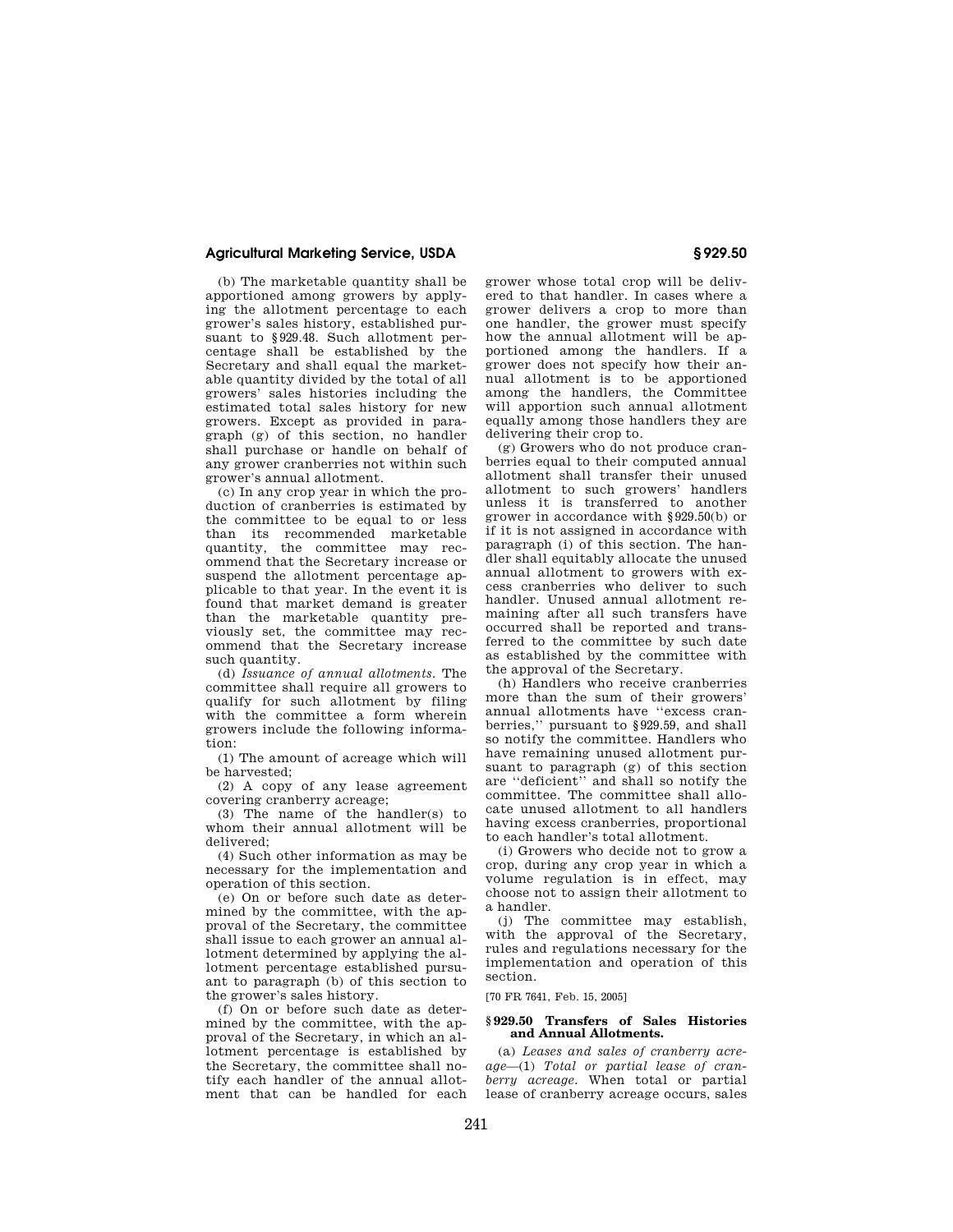(b) The marketable quantity shall be apportioned among growers by applying the allotment percentage to each grower's sales history, established pursuant to §929.48. Such allotment percentage shall be established by the Secretary and shall equal the marketable quantity divided by the total of all growers' sales histories including the estimated total sales history for new growers. Except as provided in paragraph (g) of this section, no handler shall purchase or handle on behalf of any grower cranberries not within such grower's annual allotment.

(c) In any crop year in which the production of cranberries is estimated by the committee to be equal to or less than its recommended marketable quantity, the committee may recommend that the Secretary increase or suspend the allotment percentage applicable to that year. In the event it is found that market demand is greater than the marketable quantity previously set, the committee may recommend that the Secretary increase such quantity.

(d) *Issuance of annual allotments.* The committee shall require all growers to qualify for such allotment by filing with the committee a form wherein growers include the following information:

(1) The amount of acreage which will be harvested;

(2) A copy of any lease agreement covering cranberry acreage;

(3) The name of the handler(s) to whom their annual allotment will be delivered;

(4) Such other information as may be necessary for the implementation and operation of this section.

(e) On or before such date as determined by the committee, with the approval of the Secretary, the committee shall issue to each grower an annual allotment determined by applying the allotment percentage established pursuant to paragraph (b) of this section to the grower's sales history.

(f) On or before such date as determined by the committee, with the approval of the Secretary, in which an allotment percentage is established by the Secretary, the committee shall notify each handler of the annual allotment that can be handled for each grower whose total crop will be delivered to that handler. In cases where a grower delivers a crop to more than one handler, the grower must specify how the annual allotment will be apportioned among the handlers. If a grower does not specify how their annual allotment is to be apportioned among the handlers, the Committee will apportion such annual allotment equally among those handlers they are delivering their crop to.

(g) Growers who do not produce cranberries equal to their computed annual allotment shall transfer their unused allotment to such growers' handlers unless it is transferred to another grower in accordance with §929.50(b) or if it is not assigned in accordance with paragraph (i) of this section. The handler shall equitably allocate the unused annual allotment to growers with excess cranberries who deliver to such handler. Unused annual allotment remaining after all such transfers have occurred shall be reported and transferred to the committee by such date as established by the committee with the approval of the Secretary.

(h) Handlers who receive cranberries more than the sum of their growers' annual allotments have ''excess cranberries,'' pursuant to §929.59, and shall so notify the committee. Handlers who have remaining unused allotment pursuant to paragraph (g) of this section are ''deficient'' and shall so notify the committee. The committee shall allocate unused allotment to all handlers having excess cranberries, proportional to each handler's total allotment.

(i) Growers who decide not to grow a crop, during any crop year in which a volume regulation is in effect, may choose not to assign their allotment to a handler.

(j) The committee may establish, with the approval of the Secretary, rules and regulations necessary for the implementation and operation of this section.

[70 FR 7641, Feb. 15, 2005]

### §929.50 Transfers of Sales Histories and Annual Allotments.

(a) *Leases and sales of cranberry acreage*—(1) *Total or partial lease of cranberry acreage.* When total or partial lease of cranberry acreage occurs, sales